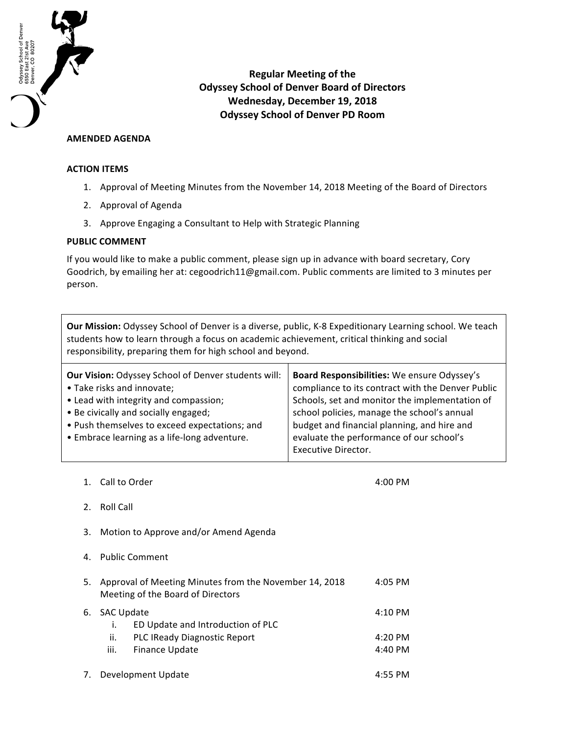Odyssey School of Denver
6550 East 21st Ave
Denver, CO 80207

# Regular Meeting of the Odyssey School of Denver Board of Directors
## Wednesday, December 19, 2018
## Odyssey School of Denver PD Room

**AMENDED AGENDA**

**ACTION ITEMS**

1. Approval of Meeting Minutes from the November 14, 2018 Meeting of the Board of Directors
2. Approval of Agenda
3. Approve Engaging a Consultant to Help with Strategic Planning

**PUBLIC COMMENT**

If you would like to make a public comment, please sign up in advance with board secretary, Cory Goodrich, by emailing her at: cegoodrich11@gmail.com. Public comments are limited to 3 minutes per person.

| **Our Mission:** Odyssey School of Denver is a diverse, public, K-8 Expeditionary Learning school. We teach students how to learn through a focus on academic achievement, critical thinking and social responsibility, preparing them for high school and beyond. | |
|---|---|
| **Our Vision:** Odyssey School of Denver students will:<br>• Take risks and innovate;<br>• Lead with integrity and compassion;<br>• Be civically and socially engaged;<br>• Push themselves to exceed expectations; and<br>• Embrace learning as a life-long adventure. | **Board Responsibilities:** We ensure Odyssey's compliance to its contract with the Denver Public Schools, set and monitor the implementation of school policies, manage the school's annual budget and financial planning, and hire and evaluate the performance of our school's Executive Director. |

1. Call to Order — 4:00 PM
2. Roll Call
3. Motion to Approve and/or Amend Agenda
4. Public Comment
5. Approval of Meeting Minutes from the November 14, 2018 Meeting of the Board of Directors — 4:05 PM
6. SAC Update — 4:10 PM
   i. ED Update and Introduction of PLC
   ii. PLC IReady Diagnostic Report — 4:20 PM
   iii. Finance Update — 4:40 PM
7. Development Update — 4:55 PM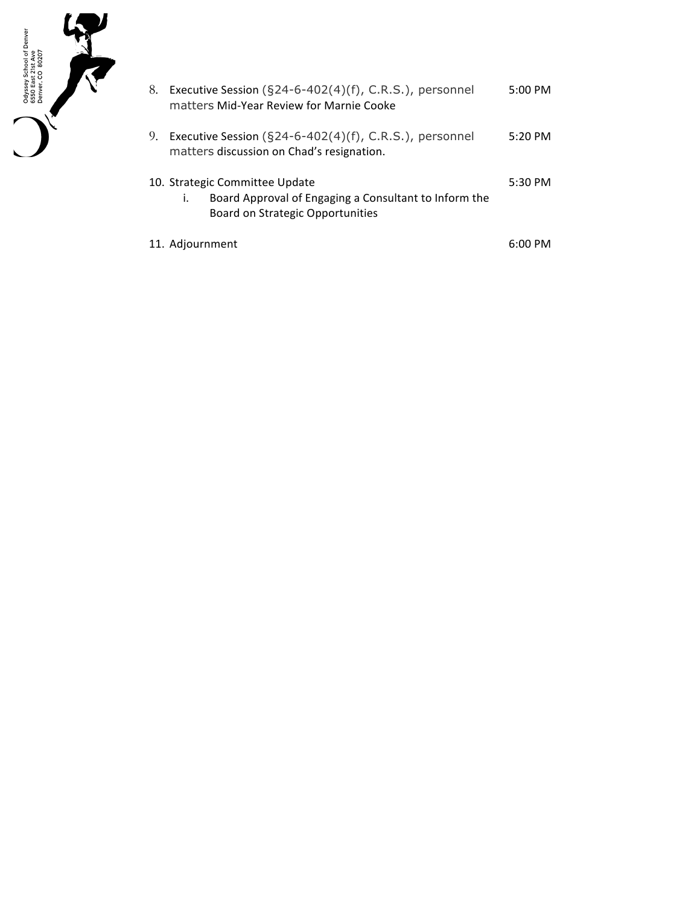8. Executive Session (§24-6-402(4)(f), C.R.S.), personnel matters Mid-Year Review for Marnie Cooke — 5:00 PM

9. Executive Session (§24-6-402(4)(f), C.R.S.), personnel matters discussion on Chad's resignation. — 5:20 PM

10. Strategic Committee Update — 5:30 PM
    i. Board Approval of Engaging a Consultant to Inform the Board on Strategic Opportunities

11. Adjournment — 6:00 PM